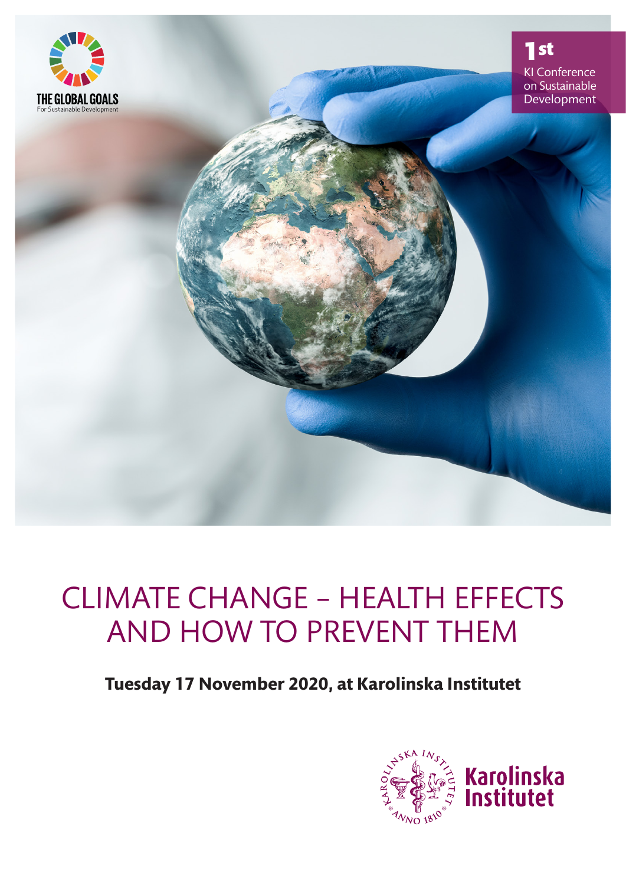THE GLOBAL GOALS
For Sustainable Development

1st
KI Conference on Sustainable Development

# CLIMATE CHANGE – HEALTH EFFECTS AND HOW TO PREVENT THEM

**Tuesday 17 November 2020, at Karolinska Institutet**

Karolinska Institutet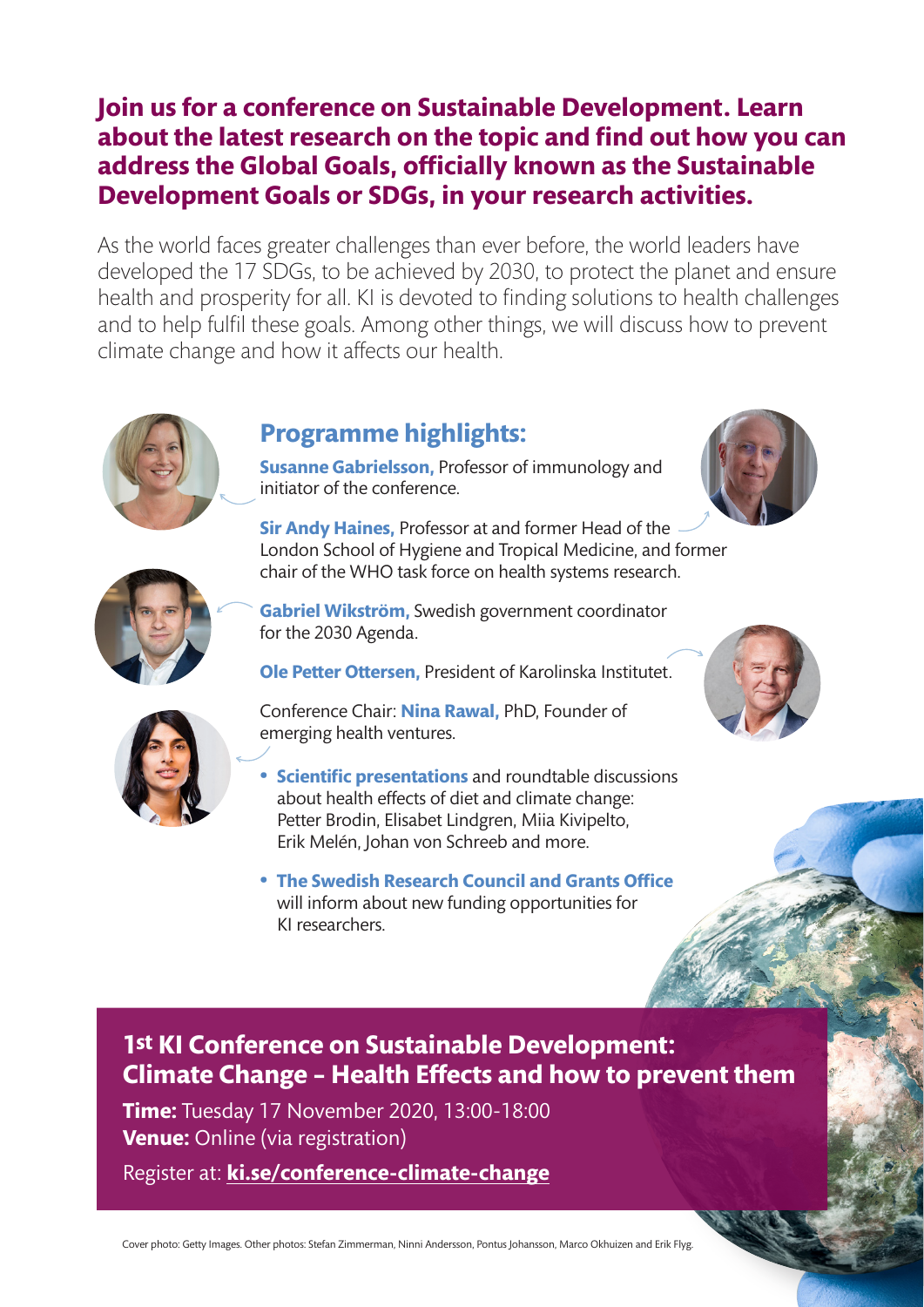**Join us for a conference on Sustainable Development. Learn about the latest research on the topic and find out how you can address the Global Goals, officially known as the Sustainable Development Goals or SDGs, in your research activities.**

As the world faces greater challenges than ever before, the world leaders have developed the 17 SDGs, to be achieved by 2030, to protect the planet and ensure health and prosperity for all. KI is devoted to finding solutions to health challenges and to help fulfil these goals. Among other things, we will discuss how to prevent climate change and how it affects our health.

## Programme highlights:

**Susanne Gabrielsson,** Professor of immunology and initiator of the conference.

**Sir Andy Haines,** Professor at and former Head of the London School of Hygiene and Tropical Medicine, and former chair of the WHO task force on health systems research.

**Gabriel Wikström,** Swedish government coordinator for the 2030 Agenda.

**Ole Petter Ottersen,** President of Karolinska Institutet.

Conference Chair: **Nina Rawal,** PhD, Founder of emerging health ventures.

- **Scientific presentations** and roundtable discussions about health effects of diet and climate change: Petter Brodin, Elisabet Lindgren, Miia Kivipelto, Erik Melén, Johan von Schreeb and more.
- **The Swedish Research Council and Grants Office** will inform about new funding opportunities for KI researchers.

## 1st KI Conference on Sustainable Development: Climate Change – Health Effects and how to prevent them

**Time:** Tuesday 17 November 2020, 13:00-18:00
**Venue:** Online (via registration)

Register at: **ki.se/conference-climate-change**

Cover photo: Getty Images. Other photos: Stefan Zimmerman, Ninni Andersson, Pontus Johansson, Marco Okhuizen and Erik Flyg.